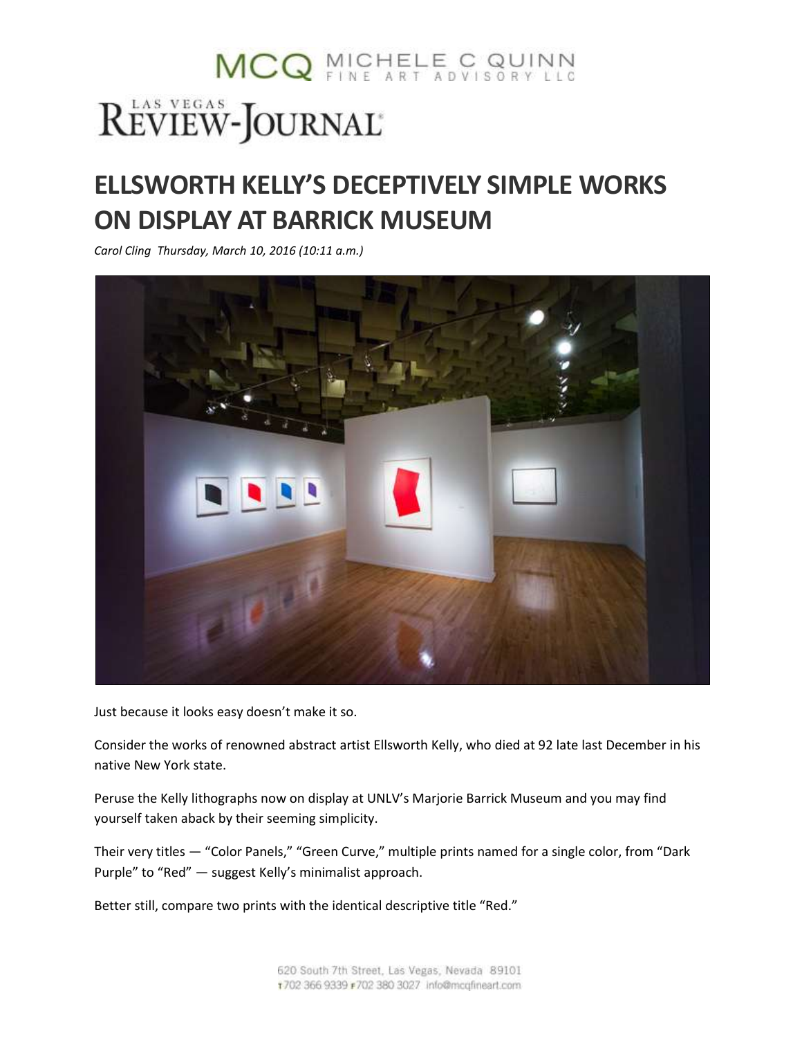MCQ MICHELE C QUINN FINE ART ADVISORY LLC

LAS VEGAS REVIEW-JOURNAL

# ELLSWORTH KELLY'S DECEPTIVELY SIMPLE WORKS ON DISPLAY AT BARRICK MUSEUM

*Carol Cling Thursday, March 10, 2016 (10:11 a.m.)*

Just because it looks easy doesn't make it so.

Consider the works of renowned abstract artist Ellsworth Kelly, who died at 92 late last December in his native New York state.

Peruse the Kelly lithographs now on display at UNLV's Marjorie Barrick Museum and you may find yourself taken aback by their seeming simplicity.

Their very titles — "Color Panels," "Green Curve," multiple prints named for a single color, from "Dark Purple" to "Red" — suggest Kelly's minimalist approach.

Better still, compare two prints with the identical descriptive title "Red."

620 South 7th Street, Las Vegas, Nevada 89101
T 702 366 9339 F 702 380 3027 info@mcqfineart.com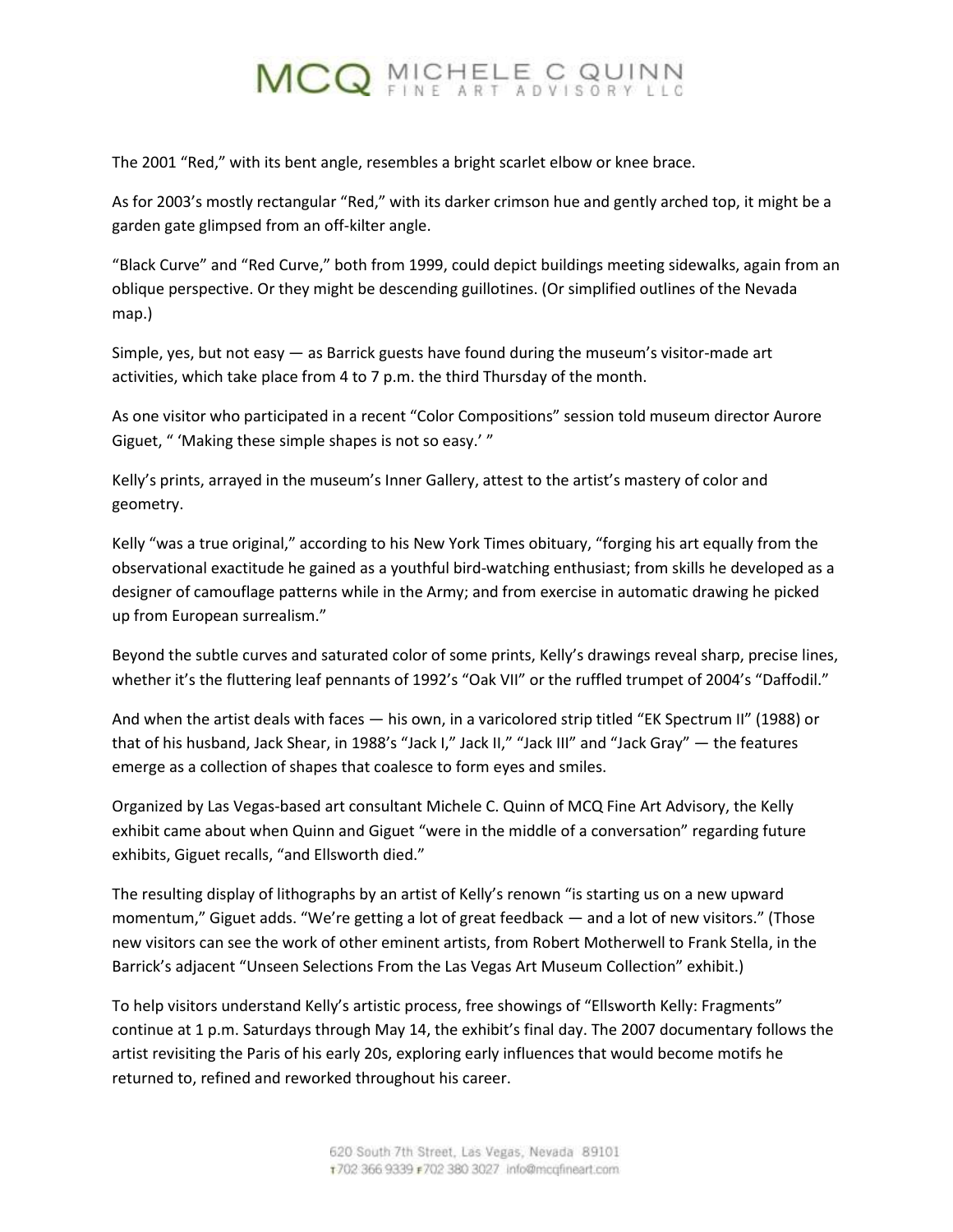The 2001 “Red,” with its bent angle, resembles a bright scarlet elbow or knee brace.

As for 2003’s mostly rectangular “Red,” with its darker crimson hue and gently arched top, it might be a garden gate glimpsed from an off-kilter angle.

“Black Curve” and “Red Curve,” both from 1999, could depict buildings meeting sidewalks, again from an oblique perspective. Or they might be descending guillotines. (Or simplified outlines of the Nevada map.)

Simple, yes, but not easy — as Barrick guests have found during the museum’s visitor-made art activities, which take place from 4 to 7 p.m. the third Thursday of the month.

As one visitor who participated in a recent “Color Compositions” session told museum director Aurore Giguet, “ ‘Making these simple shapes is not so easy.’ ”

Kelly’s prints, arrayed in the museum’s Inner Gallery, attest to the artist’s mastery of color and geometry.

Kelly “was a true original,” according to his New York Times obituary, “forging his art equally from the observational exactitude he gained as a youthful bird-watching enthusiast; from skills he developed as a designer of camouflage patterns while in the Army; and from exercise in automatic drawing he picked up from European surrealism.”

Beyond the subtle curves and saturated color of some prints, Kelly’s drawings reveal sharp, precise lines, whether it’s the fluttering leaf pennants of 1992’s “Oak VII” or the ruffled trumpet of 2004’s “Daffodil.”

And when the artist deals with faces — his own, in a varicolored strip titled “EK Spectrum II” (1988) or that of his husband, Jack Shear, in 1988’s “Jack I,” Jack II,” “Jack III” and “Jack Gray” — the features emerge as a collection of shapes that coalesce to form eyes and smiles.

Organized by Las Vegas-based art consultant Michele C. Quinn of MCQ Fine Art Advisory, the Kelly exhibit came about when Quinn and Giguet “were in the middle of a conversation” regarding future exhibits, Giguet recalls, “and Ellsworth died.”

The resulting display of lithographs by an artist of Kelly’s renown “is starting us on a new upward momentum,” Giguet adds. “We’re getting a lot of great feedback — and a lot of new visitors.” (Those new visitors can see the work of other eminent artists, from Robert Motherwell to Frank Stella, in the Barrick’s adjacent “Unseen Selections From the Las Vegas Art Museum Collection” exhibit.)

To help visitors understand Kelly’s artistic process, free showings of “Ellsworth Kelly: Fragments” continue at 1 p.m. Saturdays through May 14, the exhibit’s final day. The 2007 documentary follows the artist revisiting the Paris of his early 20s, exploring early influences that would become motifs he returned to, refined and reworked throughout his career.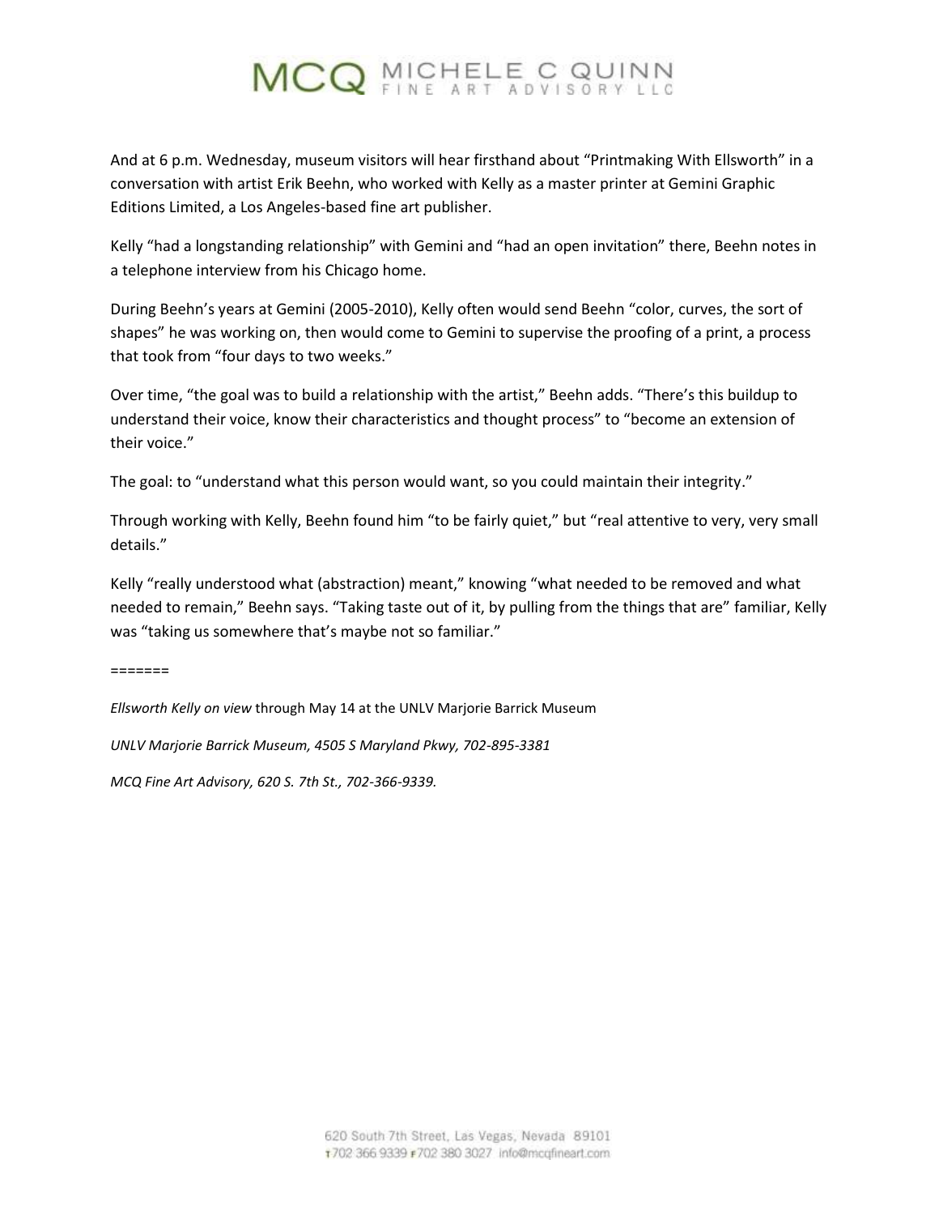And at 6 p.m. Wednesday, museum visitors will hear firsthand about "Printmaking With Ellsworth" in a conversation with artist Erik Beehn, who worked with Kelly as a master printer at Gemini Graphic Editions Limited, a Los Angeles-based fine art publisher.

Kelly "had a longstanding relationship" with Gemini and "had an open invitation" there, Beehn notes in a telephone interview from his Chicago home.

During Beehn's years at Gemini (2005-2010), Kelly often would send Beehn "color, curves, the sort of shapes" he was working on, then would come to Gemini to supervise the proofing of a print, a process that took from "four days to two weeks."

Over time, "the goal was to build a relationship with the artist," Beehn adds. "There's this buildup to understand their voice, know their characteristics and thought process" to "become an extension of their voice."

The goal: to "understand what this person would want, so you could maintain their integrity."

Through working with Kelly, Beehn found him "to be fairly quiet," but "real attentive to very, very small details."

Kelly "really understood what (abstraction) meant," knowing "what needed to be removed and what needed to remain," Beehn says. "Taking taste out of it, by pulling from the things that are" familiar, Kelly was "taking us somewhere that's maybe not so familiar."

=======

*Ellsworth Kelly on view* through May 14 at the UNLV Marjorie Barrick Museum

*UNLV Marjorie Barrick Museum, 4505 S Maryland Pkwy, 702-895-3381*

*MCQ Fine Art Advisory, 620 S. 7th St., 702-366-9339.*